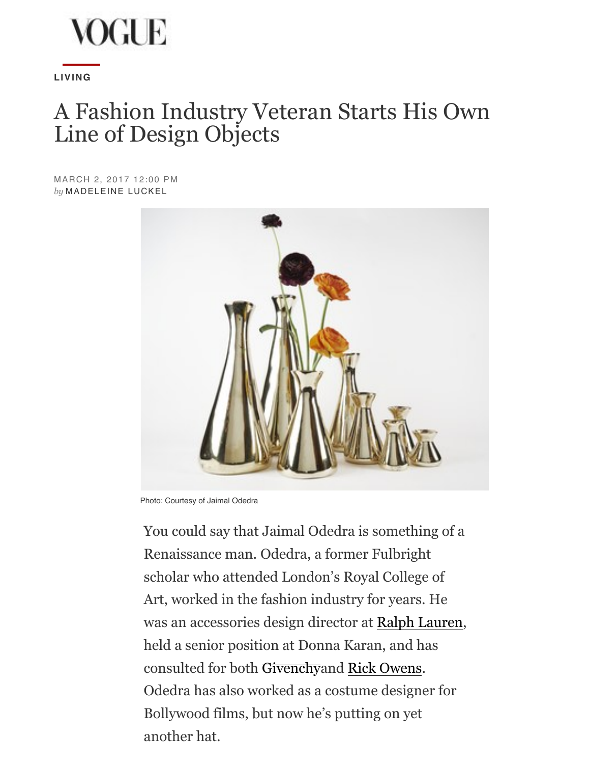VOGUE

LIVING

# A Fashion Industry Veteran Starts His Own Line of Design Objects

MARCH 2, 2017 12:00 PM
*by* MADELEINE LUCKEL

Photo: Courtesy of Jaimal Odedra

You could say that Jaimal Odedra is something of a Renaissance man. Odedra, a former Fulbright scholar who attended London's Royal College of Art, worked in the fashion industry for years. He was an accessories design director at Ralph Lauren, held a senior position at Donna Karan, and has consulted for both Givenchyand Rick Owens. Odedra has also worked as a costume designer for Bollywood films, but now he's putting on yet another hat.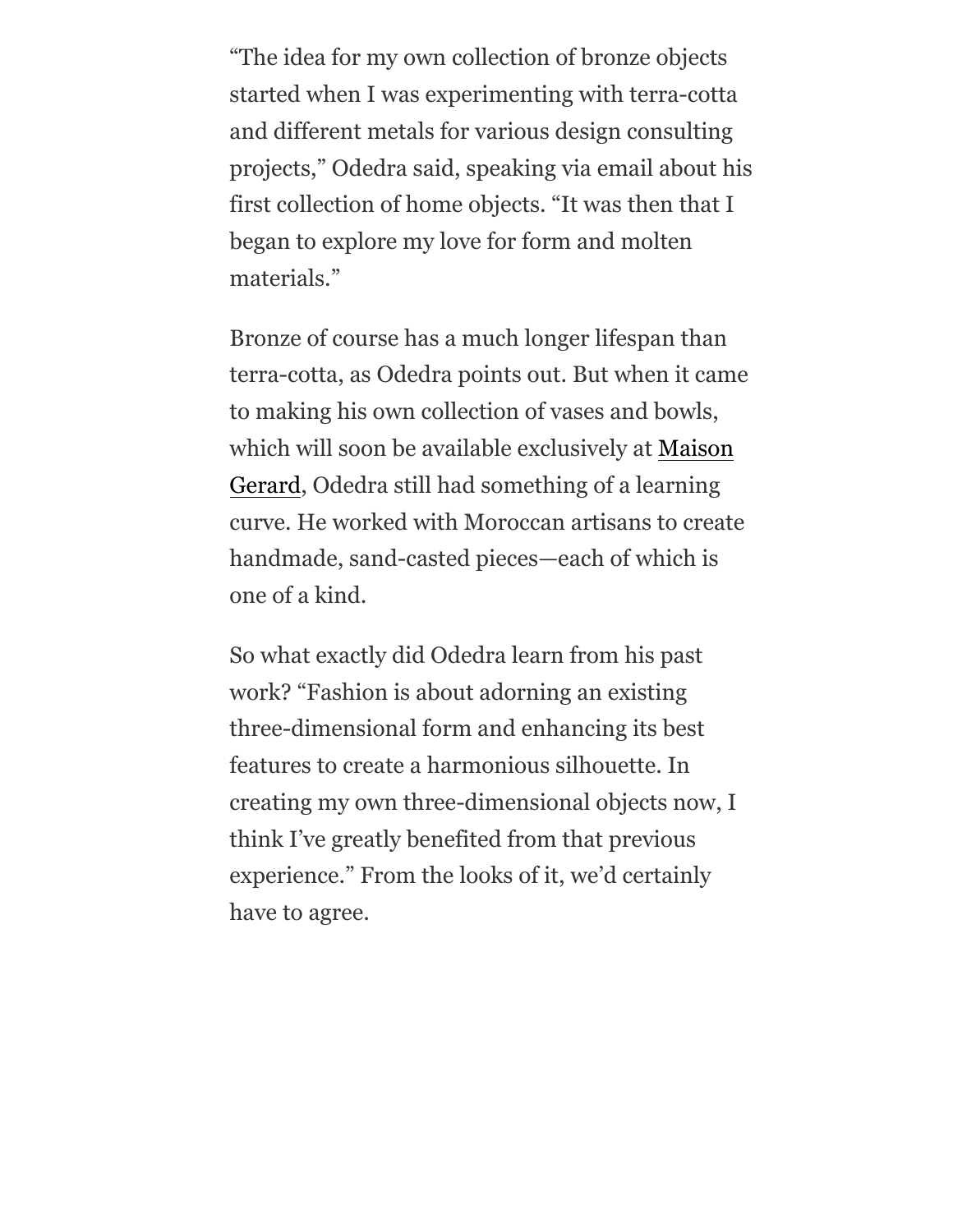“The idea for my own collection of bronze objects started when I was experimenting with terra-cotta and different metals for various design consulting projects,” Odedra said, speaking via email about his first collection of home objects. “It was then that I began to explore my love for form and molten materials.”

Bronze of course has a much longer lifespan than terra-cotta, as Odedra points out. But when it came to making his own collection of vases and bowls, which will soon be available exclusively at Maison Gerard, Odedra still had something of a learning curve. He worked with Moroccan artisans to create handmade, sand-casted pieces—each of which is one of a kind.

So what exactly did Odedra learn from his past work? “Fashion is about adorning an existing three-dimensional form and enhancing its best features to create a harmonious silhouette. In creating my own three-dimensional objects now, I think I’ve greatly benefited from that previous experience.” From the looks of it, we’d certainly have to agree.